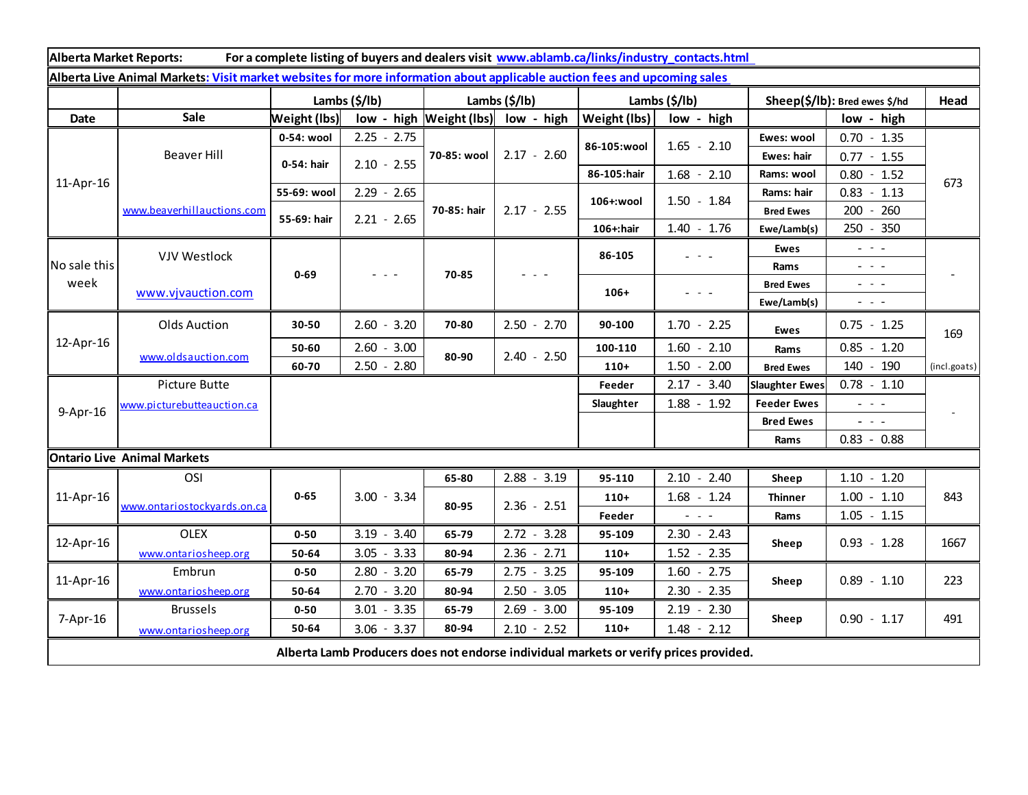**Alberta Market Reports:** For a complete listing of buyers and dealers visit www.ablamb.ca/links/industry_contacts.html

**Alberta Live Animal Markets:** Visit market websites for more information about applicable auction fees and upcoming sales

| Date | Sale | Lambs ($/lb) | | Lambs ($/lb) | | Lambs ($/lb) | | Sheep($/lb): Bred ewes $/hd | | Head |
|---|---|---|---|---|---|---|---|---|---|---|
| | | Weight (lbs) | low - high | Weight (lbs) | low - high | Weight (lbs) | low - high | | low - high | |
| 11-Apr-16 | Beaver Hill www.beaverhillauctions.com | 0-54: wool | 2.25 - 2.75 | 70-85: wool | 2.17 - 2.60 | 86-105:wool | 1.65 - 2.10 | Ewes: wool | 0.70 - 1.35 | 673 |
| | | 0-54: hair | 2.10 - 2.55 | | | | | Ewes: hair | 0.77 - 1.55 | |
| | | | | | | 86-105:hair | 1.68 - 2.10 | Rams: wool | 0.80 - 1.52 | |
| | | 55-69: wool | 2.29 - 2.65 | 70-85: hair | 2.17 - 2.55 | 106+:wool | 1.50 - 1.84 | Rams: hair | 0.83 - 1.13 | |
| | | 55-69: hair | 2.21 - 2.65 | | | | | Bred Ewes | 200 - 260 | |
| | | | | | | 106+:hair | 1.40 - 1.76 | Ewe/Lamb(s) | 250 - 350 | |
| No sale this week | VJV Westlock www.vjvauction.com | 0-69 | - - - | 70-85 | - - - | 86-105 | - - - | Ewes | - - - | - |
| | | | | | | | | Rams | - - - | |
| | | | | | | 106+ | - - - | Bred Ewes | - - - | |
| | | | | | | | | Ewe/Lamb(s) | - - - | |
| 12-Apr-16 | Olds Auction www.oldsauction.com | 30-50 | 2.60 - 3.20 | 70-80 | 2.50 - 2.70 | 90-100 | 1.70 - 2.25 | Ewes | 0.75 - 1.25 | 169 (incl.goats) |
| | | 50-60 | 2.60 - 3.00 | 80-90 | 2.40 - 2.50 | 100-110 | 1.60 - 2.10 | Rams | 0.85 - 1.20 | |
| | | 60-70 | 2.50 - 2.80 | | | 110+ | 1.50 - 2.00 | Bred Ewes | 140 - 190 | |
| 9-Apr-16 | Picture Butte www.picturebutteauction.ca | | | | | Feeder | 2.17 - 3.40 | Slaughter Ewes | 0.78 - 1.10 | - |
| | | | | | | Slaughter | 1.88 - 1.92 | Feeder Ewes | - - - | |
| | | | | | | | | Bred Ewes | - - - | |
| | | | | | | | | Rams | 0.83 - 0.88 | |
| **Ontario Live Animal Markets** | | | | | | | | | | |
| 11-Apr-16 | OSI www.ontariostockyards.on.ca | 0-65 | 3.00 - 3.34 | 65-80 | 2.88 - 3.19 | 95-110 | 2.10 - 2.40 | Sheep | 1.10 - 1.20 | 843 |
| | | | | 80-95 | 2.36 - 2.51 | 110+ | 1.68 - 1.24 | Thinner | 1.00 - 1.10 | |
| | | | | | | Feeder | - - - | Rams | 1.05 - 1.15 | |
| 12-Apr-16 | OLEX www.ontariosheep.org | 0-50 | 3.19 - 3.40 | 65-79 | 2.72 - 3.28 | 95-109 | 2.30 - 2.43 | Sheep | 0.93 - 1.28 | 1667 |
| | | 50-64 | 3.05 - 3.33 | 80-94 | 2.36 - 2.71 | 110+ | 1.52 - 2.35 | | | |
| 11-Apr-16 | Embrun www.ontariosheep.org | 0-50 | 2.80 - 3.20 | 65-79 | 2.75 - 3.25 | 95-109 | 1.60 - 2.75 | Sheep | 0.89 - 1.10 | 223 |
| | | 50-64 | 2.70 - 3.20 | 80-94 | 2.50 - 3.05 | 110+ | 2.30 - 2.35 | | | |
| 7-Apr-16 | Brussels www.ontariosheep.org | 0-50 | 3.01 - 3.35 | 65-79 | 2.69 - 3.00 | 95-109 | 2.19 - 2.30 | Sheep | 0.90 - 1.17 | 491 |
| | | 50-64 | 3.06 - 3.37 | 80-94 | 2.10 - 2.52 | 110+ | 1.48 - 2.12 | | | |

**Alberta Lamb Producers does not endorse individual markets or verify prices provided.**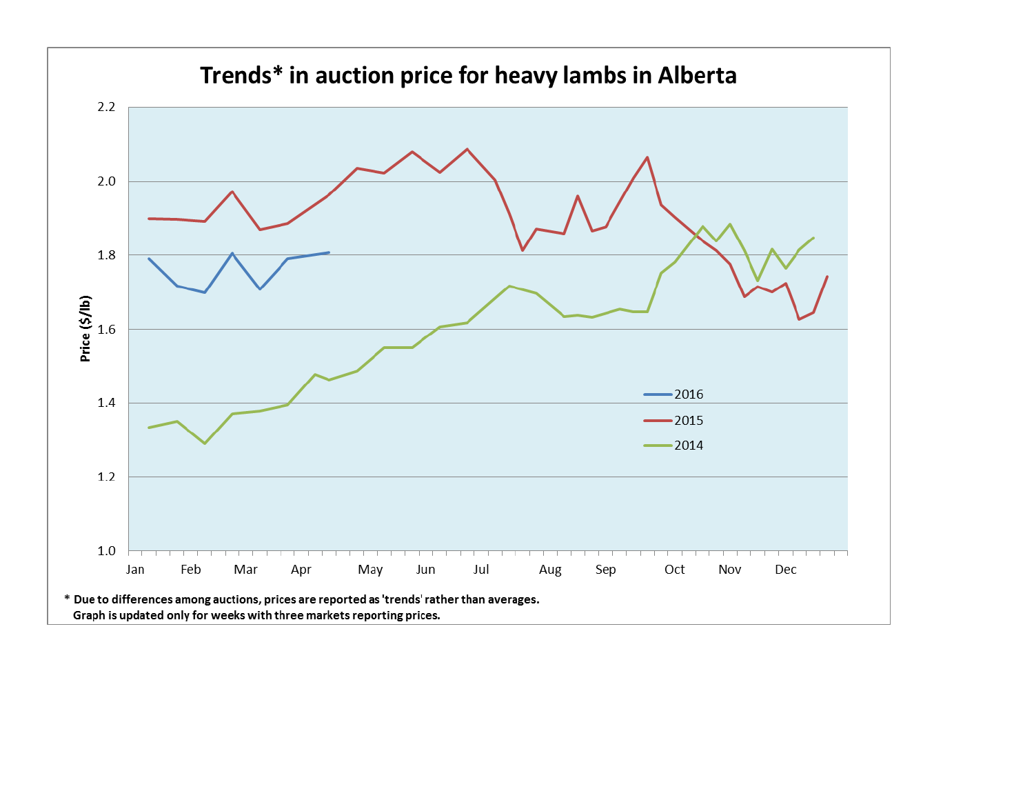# Trends* in auction price for heavy lambs in Alberta

Price ($/lb)

2.2
2.0
1.8
1.6
1.4
1.2
1.0

Jan Feb Mar Apr May Jun Jul Aug Sep Oct Nov Dec

2016
2015
2014

* Due to differences among auctions, prices are reported as 'trends' rather than averages.
Graph is updated only for weeks with three markets reporting prices.